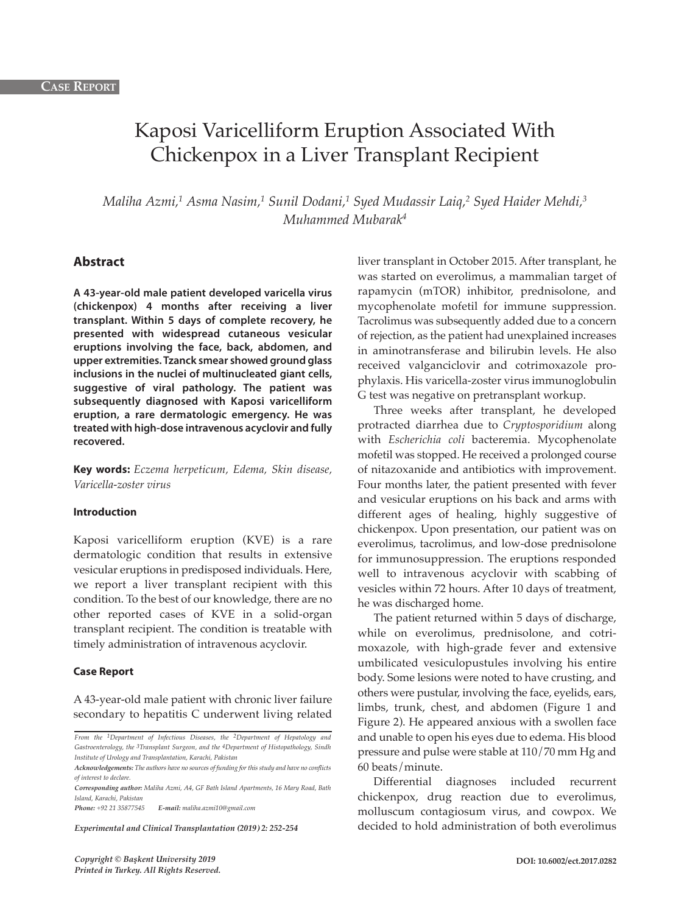Case Report

# Kaposi Varicelliform Eruption Associated With Chickenpox in a Liver Transplant Recipient

*Maliha Azmi,[1] Asma Nasim,[1] Sunil Dodani,[1] Syed Mudassir Laiq,[2] Syed Haider Mehdi,[3] Muhammed Mubarak[4]*

## Abstract

**A 43-year-old male patient developed varicella virus (chickenpox) 4 months after receiving a liver transplant. Within 5 days of complete recovery, he presented with widespread cutaneous vesicular eruptions involving the face, back, abdomen, and upper extremities. Tzanck smear showed ground glass inclusions in the nuclei of multinucleated giant cells, suggestive of viral pathology. The patient was subsequently diagnosed with Kaposi varicelliform eruption, a rare dermatologic emergency. He was treated with high-dose intravenous acyclovir and fully recovered.**

**Key words:** *Eczema herpeticum, Edema, Skin disease, Varicella-zoster virus*

### Introduction

Kaposi varicelliform eruption (KVE) is a rare dermatologic condition that results in extensive vesicular eruptions in predisposed individuals. Here, we report a liver transplant recipient with this condition. To the best of our knowledge, there are no other reported cases of KVE in a solid-organ transplant recipient. The condition is treatable with timely administration of intravenous acyclovir.

### Case Report

A 43-year-old male patient with chronic liver failure secondary to hepatitis C underwent living related liver transplant in October 2015. After transplant, he was started on everolimus, a mammalian target of rapamycin (mTOR) inhibitor, prednisolone, and mycophenolate mofetil for immune suppression. Tacrolimus was subsequently added due to a concern of rejection, as the patient had unexplained increases in aminotransferase and bilirubin levels. He also received valganciclovir and cotrimoxazole prophylaxis. His varicella-zoster virus immunoglobulin G test was negative on pretransplant workup.

Three weeks after transplant, he developed protracted diarrhea due to *Cryptosporidium* along with *Escherichia coli* bacteremia. Mycophenolate mofetil was stopped. He received a prolonged course of nitazoxanide and antibiotics with improvement. Four months later, the patient presented with fever and vesicular eruptions on his back and arms with different ages of healing, highly suggestive of chickenpox. Upon presentation, our patient was on everolimus, tacrolimus, and low-dose prednisolone for immunosuppression. The eruptions responded well to intravenous acyclovir with scabbing of vesicles within 72 hours. After 10 days of treatment, he was discharged home.

The patient returned within 5 days of discharge, while on everolimus, prednisolone, and cotrimoxazole, with high-grade fever and extensive umbilicated vesiculopustules involving his entire body. Some lesions were noted to have crusting, and others were pustular, involving the face, eyelids, ears, limbs, trunk, chest, and abdomen (Figure 1 and Figure 2). He appeared anxious with a swollen face and unable to open his eyes due to edema. His blood pressure and pulse were stable at 110/70 mm Hg and 60 beats/minute.

Differential diagnoses included recurrent chickenpox, drug reaction due to everolimus, molluscum contagiosum virus, and cowpox. We decided to hold administration of both everolimus

*From the [1]Department of Infectious Diseases, the [2]Department of Hepatology and Gastroenterology, the [3]Transplant Surgeon, and the [4]Department of Histopathology, Sindh Institute of Urology and Transplantation, Karachi, Pakistan*

*Acknowledgements: The authors have no sources of funding for this study and have no conflicts of interest to declare.*

*Corresponding author: Maliha Azmi, A4, GF Bath Island Apartments, 16 Mary Road, Bath Island, Karachi, Pakistan*

*Phone: +92 21 35877545 E-mail: maliha.azmi10@gmail.com*

**DOI: 10.6002/ect.2017.0282**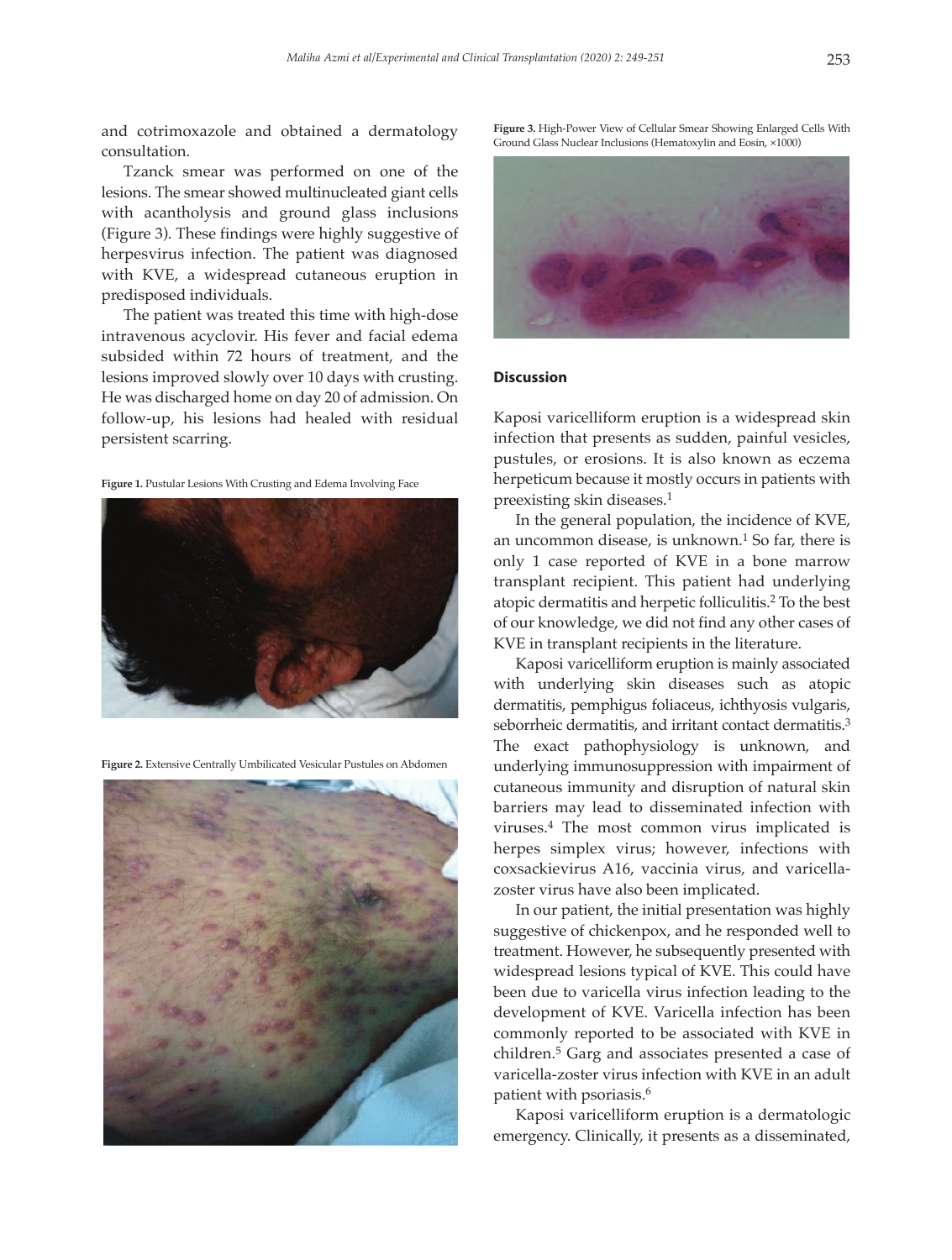and cotrimoxazole and obtained a dermatology consultation.

Tzanck smear was performed on one of the lesions. The smear showed multinucleated giant cells with acantholysis and ground glass inclusions (Figure 3). These findings were highly suggestive of herpesvirus infection. The patient was diagnosed with KVE, a widespread cutaneous eruption in predisposed individuals.

The patient was treated this time with high-dose intravenous acyclovir. His fever and facial edema subsided within 72 hours of treatment, and the lesions improved slowly over 10 days with crusting. He was discharged home on day 20 of admission. On follow-up, his lesions had healed with residual persistent scarring.

**Figure 1.** Pustular Lesions With Crusting and Edema Involving Face

**Figure 2.** Extensive Centrally Umbilicated Vesicular Pustules on Abdomen

**Figure 3.** High-Power View of Cellular Smear Showing Enlarged Cells With Ground Glass Nuclear Inclusions (Hematoxylin and Eosin, ×1000)

## Discussion

Kaposi varicelliform eruption is a widespread skin infection that presents as sudden, painful vesicles, pustules, or erosions. It is also known as eczema herpeticum because it mostly occurs in patients with preexisting skin diseases.[1]

In the general population, the incidence of KVE, an uncommon disease, is unknown.[1] So far, there is only 1 case reported of KVE in a bone marrow transplant recipient. This patient had underlying atopic dermatitis and herpetic folliculitis.[2] To the best of our knowledge, we did not find any other cases of KVE in transplant recipients in the literature.

Kaposi varicelliform eruption is mainly associated with underlying skin diseases such as atopic dermatitis, pemphigus foliaceus, ichthyosis vulgaris, seborrheic dermatitis, and irritant contact dermatitis.[3] The exact pathophysiology is unknown, and underlying immunosuppression with impairment of cutaneous immunity and disruption of natural skin barriers may lead to disseminated infection with viruses.[4] The most common virus implicated is herpes simplex virus; however, infections with coxsackievirus A16, vaccinia virus, and varicella-zoster virus have also been implicated.

In our patient, the initial presentation was highly suggestive of chickenpox, and he responded well to treatment. However, he subsequently presented with widespread lesions typical of KVE. This could have been due to varicella virus infection leading to the development of KVE. Varicella infection has been commonly reported to be associated with KVE in children.[5] Garg and associates presented a case of varicella-zoster virus infection with KVE in an adult patient with psoriasis.[6]

Kaposi varicelliform eruption is a dermatologic emergency. Clinically, it presents as a disseminated,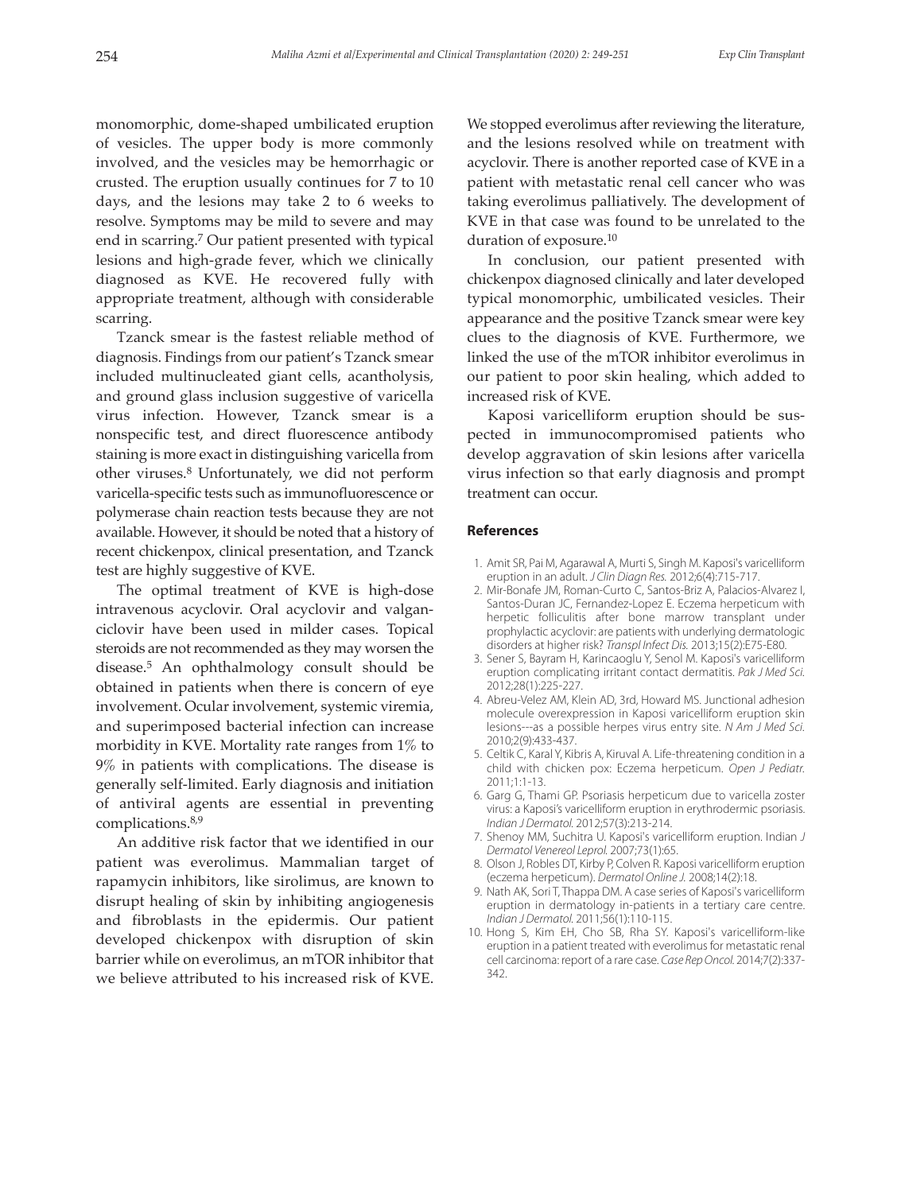monomorphic, dome-shaped umbilicated eruption of vesicles. The upper body is more commonly involved, and the vesicles may be hemorrhagic or crusted. The eruption usually continues for 7 to 10 days, and the lesions may take 2 to 6 weeks to resolve. Symptoms may be mild to severe and may end in scarring.[7] Our patient presented with typical lesions and high-grade fever, which we clinically diagnosed as KVE. He recovered fully with appropriate treatment, although with considerable scarring.

Tzanck smear is the fastest reliable method of diagnosis. Findings from our patient's Tzanck smear included multinucleated giant cells, acantholysis, and ground glass inclusion suggestive of varicella virus infection. However, Tzanck smear is a nonspecific test, and direct fluorescence antibody staining is more exact in distinguishing varicella from other viruses.[8] Unfortunately, we did not perform varicella-specific tests such as immunofluorescence or polymerase chain reaction tests because they are not available. However, it should be noted that a history of recent chickenpox, clinical presentation, and Tzanck test are highly suggestive of KVE.

The optimal treatment of KVE is high-dose intravenous acyclovir. Oral acyclovir and valganciclovir have been used in milder cases. Topical steroids are not recommended as they may worsen the disease.[5] An ophthalmology consult should be obtained in patients when there is concern of eye involvement. Ocular involvement, systemic viremia, and superimposed bacterial infection can increase morbidity in KVE. Mortality rate ranges from 1% to 9% in patients with complications. The disease is generally self-limited. Early diagnosis and initiation of antiviral agents are essential in preventing complications.[8,9]

An additive risk factor that we identified in our patient was everolimus. Mammalian target of rapamycin inhibitors, like sirolimus, are known to disrupt healing of skin by inhibiting angiogenesis and fibroblasts in the epidermis. Our patient developed chickenpox with disruption of skin barrier while on everolimus, an mTOR inhibitor that we believe attributed to his increased risk of KVE. We stopped everolimus after reviewing the literature, and the lesions resolved while on treatment with acyclovir. There is another reported case of KVE in a patient with metastatic renal cell cancer who was taking everolimus palliatively. The development of KVE in that case was found to be unrelated to the duration of exposure.[10]

In conclusion, our patient presented with chickenpox diagnosed clinically and later developed typical monomorphic, umbilicated vesicles. Their appearance and the positive Tzanck smear were key clues to the diagnosis of KVE. Furthermore, we linked the use of the mTOR inhibitor everolimus in our patient to poor skin healing, which added to increased risk of KVE.

Kaposi varicelliform eruption should be suspected in immunocompromised patients who develop aggravation of skin lesions after varicella virus infection so that early diagnosis and prompt treatment can occur.

## References

1. Amit SR, Pai M, Agarawal A, Murti S, Singh M. Kaposi's varicelliform eruption in an adult. *J Clin Diagn Res.* 2012;6(4):715-717.
2. Mir-Bonafe JM, Roman-Curto C, Santos-Briz A, Palacios-Alvarez I, Santos-Duran JC, Fernandez-Lopez E. Eczema herpeticum with herpetic folliculitis after bone marrow transplant under prophylactic acyclovir: are patients with underlying dermatologic disorders at higher risk? *Transpl Infect Dis.* 2013;15(2):E75-E80.
3. Sener S, Bayram H, Karincaoglu Y, Senol M. Kaposi's varicelliform eruption complicating irritant contact dermatitis. *Pak J Med Sci.* 2012;28(1):225-227.
4. Abreu-Velez AM, Klein AD, 3rd, Howard MS. Junctional adhesion molecule overexpression in Kaposi varicelliform eruption skin lesions---as a possible herpes virus entry site. *N Am J Med Sci.* 2010;2(9):433-437.
5. Celtik C, Karal Y, Kibris A, Kiruval A. Life-threatening condition in a child with chicken pox: Eczema herpeticum. *Open J Pediatr.* 2011;1:1-13.
6. Garg G, Thami GP. Psoriasis herpeticum due to varicella zoster virus: a Kaposi's varicelliform eruption in erythrodermic psoriasis. *Indian J Dermatol.* 2012;57(3):213-214.
7. Shenoy MM, Suchitra U. Kaposi's varicelliform eruption. Indian *J Dermatol Venereol Leprol.* 2007;73(1):65.
8. Olson J, Robles DT, Kirby P, Colven R. Kaposi varicelliform eruption (eczema herpeticum). *Dermatol Online J.* 2008;14(2):18.
9. Nath AK, Sori T, Thappa DM. A case series of Kaposi's varicelliform eruption in dermatology in-patients in a tertiary care centre. *Indian J Dermatol.* 2011;56(1):110-115.
10. Hong S, Kim EH, Cho SB, Rha SY. Kaposi's varicelliform-like eruption in a patient treated with everolimus for metastatic renal cell carcinoma: report of a rare case. *Case Rep Oncol.* 2014;7(2):337-342.